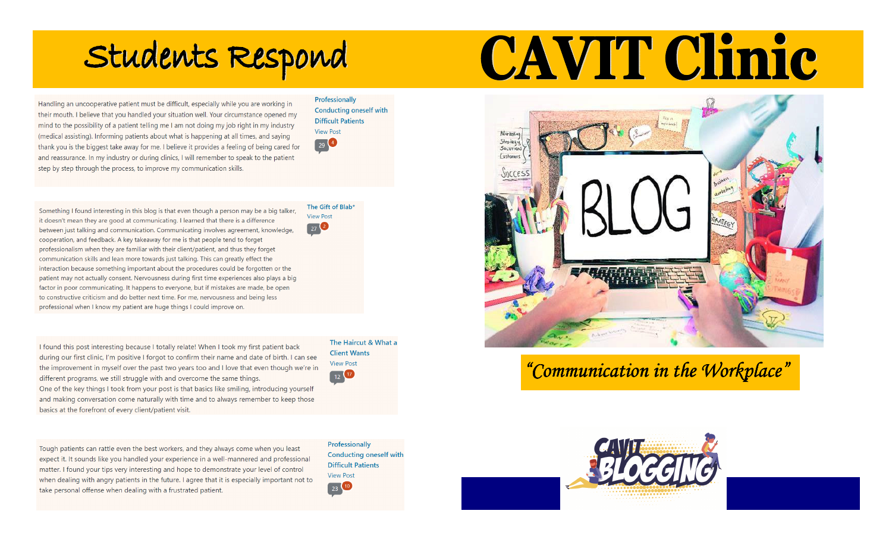# Students Respond

# CAVIT Clinic

*"Communication in the Workplace"*

Handling an uncooperative patient must be difficult, especially while you are working in their mouth. I believe that you handled your situation well. Your circumstance opened my mind to the possibility of a patient telling me I am not doing my job right in my industry (medical assisting). Informing patients about what is happening at all times, and saying thank you is the biggest take away for me. I believe it provides a feeling of being cared for and reassurance. In my industry or during clinics, I will remember to speak to the patient step by step through the process, to improve my communication skills.

**Professionally Conducting oneself with Difficult Patients**
View Post
29 | 4

Something I found interesting in this blog is that even though a person may be a big talker, it doesn't mean they are good at communicating. I learned that there is a difference between just talking and communication. Communicating involves agreement, knowledge, cooperation, and feedback. A key takeaway for me is that people tend to forget professionalism when they are familiar with their client/patient, and thus they forget communication skills and lean more towards just talking. This can greatly effect the interaction because something important about the procedures could be forgotten or the patient may not actually consent. Nervousness during first time experiences also plays a big factor in poor communicating. It happens to everyone, but if mistakes are made, be open to constructive criticism and do better next time. For me, nervousness and being less professional when I know my patient are huge things I could improve on.

**The Gift of Blab\***
View Post
27 | 2

I found this post interesting because I totally relate! When I took my first patient back during our first clinic, I'm positive I forgot to confirm their name and date of birth. I can see the improvement in myself over the past two years too and I love that even though we're in different programs, we still struggle with and overcome the same things.
One of the key things I took from your post is that basics like smiling, introducing yourself and making conversation come naturally with time and to always remember to keep those basics at the forefront of every client/patient visit.

**The Haircut & What a Client Wants**
View Post
12 | 17

Tough patients can rattle even the best workers, and they always come when you least expect it. It sounds like you handled your experience in a well-mannered and professional matter. I found your tips very interesting and hope to demonstrate your level of control when dealing with angry patients in the future. I agree that it is especially important not to take personal offense when dealing with a frustrated patient.

**Professionally Conducting oneself with Difficult Patients**
View Post
23 | 10

CAVIT BLOGGING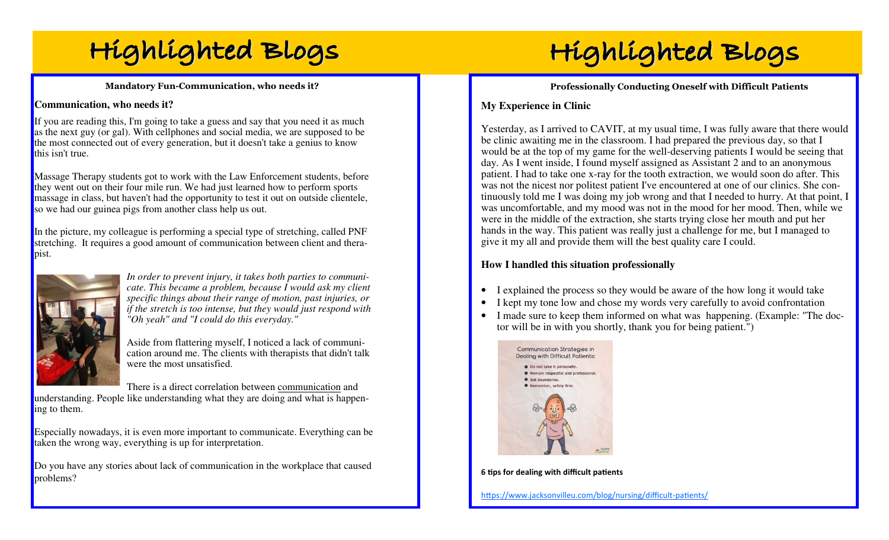# Highlighted Blogs

## Mandatory Fun-Communication, who needs it?

### Communication, who needs it?

If you are reading this, I'm going to take a guess and say that you need it as much as the next guy (or gal). With cellphones and social media, we are supposed to be the most connected out of every generation, but it doesn't take a genius to know this isn't true.

Massage Therapy students got to work with the Law Enforcement students, before they went out on their four mile run. We had just learned how to perform sports massage in class, but haven't had the opportunity to test it out on outside clientele, so we had our guinea pigs from another class help us out.

In the picture, my colleague is performing a special type of stretching, called PNF stretching. It requires a good amount of communication between client and therapist.

*In order to prevent injury, it takes both parties to communicate. This became a problem, because I would ask my client specific things about their range of motion, past injuries, or if the stretch is too intense, but they would just respond with "Oh yeah" and "I could do this everyday."*

Aside from flattering myself, I noticed a lack of communication around me. The clients with therapists that didn't talk were the most unsatisfied.

There is a direct correlation between communication and understanding. People like understanding what they are doing and what is happening to them.

Especially nowadays, it is even more important to communicate. Everything can be taken the wrong way, everything is up for interpretation.

Do you have any stories about lack of communication in the workplace that caused problems?

# Highlighted Blogs

## Professionally Conducting Oneself with Difficult Patients

### My Experience in Clinic

Yesterday, as I arrived to CAVIT, at my usual time, I was fully aware that there would be clinic awaiting me in the classroom. I had prepared the previous day, so that I would be at the top of my game for the well-deserving patients I would be seeing that day. As I went inside, I found myself assigned as Assistant 2 and to an anonymous patient. I had to take one x-ray for the tooth extraction, we would soon do after. This was not the nicest nor politest patient I've encountered at one of our clinics. She continuously told me I was doing my job wrong and that I needed to hurry. At that point, I was uncomfortable, and my mood was not in the mood for her mood. Then, while we were in the middle of the extraction, she starts trying close her mouth and put her hands in the way. This patient was really just a challenge for me, but I managed to give it my all and provide them will the best quality care I could.

### How I handled this situation professionally

- I explained the process so they would be aware of the how long it would take
- I kept my tone low and chose my words very carefully to avoid confrontation
- I made sure to keep them informed on what was happening. (Example: "The doctor will be in with you shortly, thank you for being patient.")

Communication Strategies in Dealing with Difficult Patients:
- Do not take it personally.
- Remain respectful and professional.
- Set boundaries.
- Remember, safety first.

**6 tips for dealing with difficult patients**

https://www.jacksonvilleu.com/blog/nursing/difficult-patients/